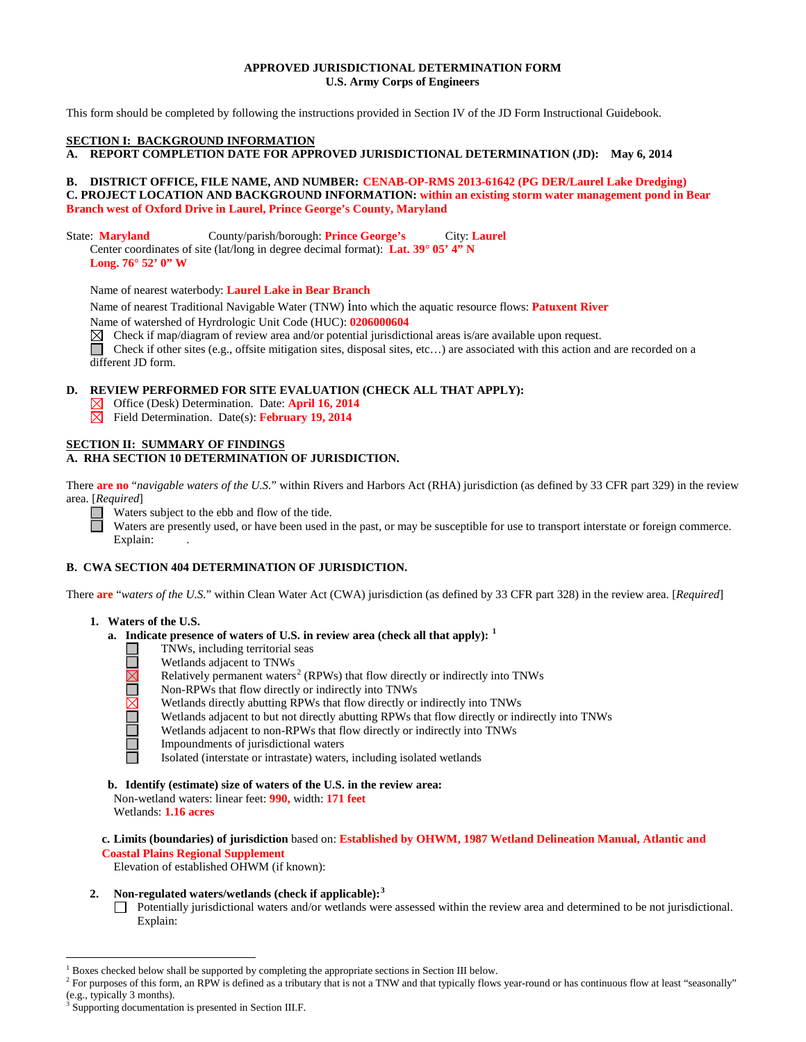# APPROVED JURISDICTIONAL DETERMINATION FORM
## U.S. Army Corps of Engineers

This form should be completed by following the instructions provided in Section IV of the JD Form Instructional Guidebook.

## SECTION I: BACKGROUND INFORMATION

**A. REPORT COMPLETION DATE FOR APPROVED JURISDICTIONAL DETERMINATION (JD): May 6, 2014**

**B. DISTRICT OFFICE, FILE NAME, AND NUMBER: CENAB-OP-RMS 2013-61642 (PG DER/Laurel Lake Dredging)**

**C. PROJECT LOCATION AND BACKGROUND INFORMATION: within an existing storm water management pond in Bear Branch west of Oxford Drive in Laurel, Prince George's County, Maryland**

State: **Maryland** County/parish/borough: **Prince George's** City: **Laurel**

Center coordinates of site (lat/long in degree decimal format): **Lat. 39° 05' 4" N Long. 76° 52' 0" W**

Name of nearest waterbody: **Laurel Lake in Bear Branch**

Name of nearest Traditional Navigable Water (TNW) into which the aquatic resource flows: **Patuxent River**

Name of watershed of Hyrdrologic Unit Code (HUC): **0206000604**

☒ Check if map/diagram of review area and/or potential jurisdictional areas is/are available upon request.

☐ Check if other sites (e.g., offsite mitigation sites, disposal sites, etc…) are associated with this action and are recorded on a different JD form.

**D. REVIEW PERFORMED FOR SITE EVALUATION (CHECK ALL THAT APPLY):**

☒ Office (Desk) Determination. Date: **April 16, 2014**

☒ Field Determination. Date(s): **February 19, 2014**

## SECTION II: SUMMARY OF FINDINGS

**A. RHA SECTION 10 DETERMINATION OF JURISDICTION.**

There **are no** "*navigable waters of the U.S.*" within Rivers and Harbors Act (RHA) jurisdiction (as defined by 33 CFR part 329) in the review area. [*Required*]

☐ Waters subject to the ebb and flow of the tide.

☐ Waters are presently used, or have been used in the past, or may be susceptible for use to transport interstate or foreign commerce. Explain: .

**B. CWA SECTION 404 DETERMINATION OF JURISDICTION.**

There **are** "*waters of the U.S.*" within Clean Water Act (CWA) jurisdiction (as defined by 33 CFR part 328) in the review area. [*Required*]

**1. Waters of the U.S.**

**a. Indicate presence of waters of U.S. in review area (check all that apply):** [1]

☐ TNWs, including territorial seas
☐ Wetlands adjacent to TNWs
☒ Relatively permanent waters[2] (RPWs) that flow directly or indirectly into TNWs
☐ Non-RPWs that flow directly or indirectly into TNWs
☒ Wetlands directly abutting RPWs that flow directly or indirectly into TNWs
☐ Wetlands adjacent to but not directly abutting RPWs that flow directly or indirectly into TNWs
☐ Wetlands adjacent to non-RPWs that flow directly or indirectly into TNWs
☐ Impoundments of jurisdictional waters
☐ Isolated (interstate or intrastate) waters, including isolated wetlands

**b. Identify (estimate) size of waters of the U.S. in the review area:**

Non-wetland waters: linear feet: **990**, width: **171 feet**

Wetlands: **1.16 acres**

**c. Limits (boundaries) of jurisdiction** based on: **Established by OHWM, 1987 Wetland Delineation Manual, Atlantic and Coastal Plains Regional Supplement**

Elevation of established OHWM (if known):

**2. Non-regulated waters/wetlands (check if applicable):**[3]

☐ Potentially jurisdictional waters and/or wetlands were assessed within the review area and determined to be not jurisdictional. Explain:

---

[1] Boxes checked below shall be supported by completing the appropriate sections in Section III below.

[2] For purposes of this form, an RPW is defined as a tributary that is not a TNW and that typically flows year-round or has continuous flow at least "seasonally" (e.g., typically 3 months).

[3] Supporting documentation is presented in Section III.F.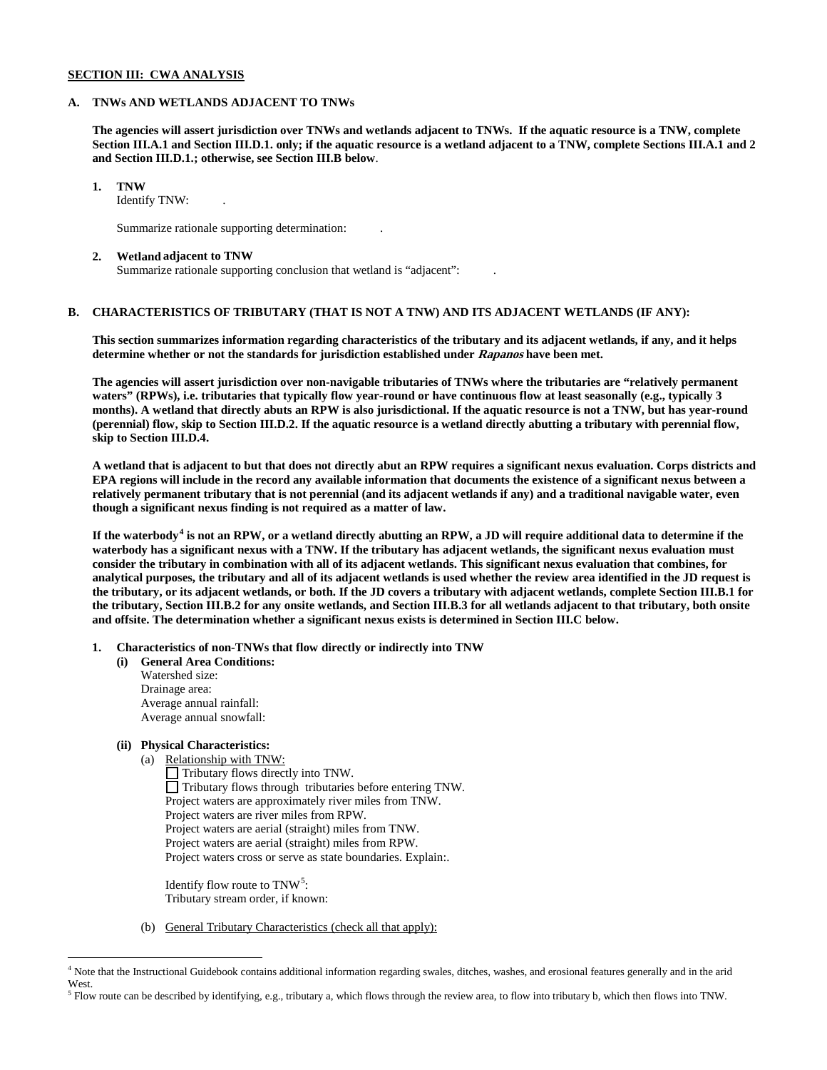**SECTION III: CWA ANALYSIS**

**A. TNWs AND WETLANDS ADJACENT TO TNWs**

**The agencies will assert jurisdiction over TNWs and wetlands adjacent to TNWs. If the aquatic resource is a TNW, complete Section III.A.1 and Section III.D.1. only; if the aquatic resource is a wetland adjacent to a TNW, complete Sections III.A.1 and 2 and Section III.D.1.; otherwise, see Section III.B below.**

**1. TNW**

Identify TNW: .

Summarize rationale supporting determination: .

**2. Wetland adjacent to TNW**

Summarize rationale supporting conclusion that wetland is "adjacent": .

**B. CHARACTERISTICS OF TRIBUTARY (THAT IS NOT A TNW) AND ITS ADJACENT WETLANDS (IF ANY):**

**This section summarizes information regarding characteristics of the tributary and its adjacent wetlands, if any, and it helps determine whether or not the standards for jurisdiction established under *Rapanos* have been met.**

**The agencies will assert jurisdiction over non-navigable tributaries of TNWs where the tributaries are "relatively permanent waters" (RPWs), i.e. tributaries that typically flow year-round or have continuous flow at least seasonally (e.g., typically 3 months). A wetland that directly abuts an RPW is also jurisdictional. If the aquatic resource is not a TNW, but has year-round (perennial) flow, skip to Section III.D.2. If the aquatic resource is a wetland directly abutting a tributary with perennial flow, skip to Section III.D.4.**

**A wetland that is adjacent to but that does not directly abut an RPW requires a significant nexus evaluation. Corps districts and EPA regions will include in the record any available information that documents the existence of a significant nexus between a relatively permanent tributary that is not perennial (and its adjacent wetlands if any) and a traditional navigable water, even though a significant nexus finding is not required as a matter of law.**

**If the waterbody[4] is not an RPW, or a wetland directly abutting an RPW, a JD will require additional data to determine if the waterbody has a significant nexus with a TNW. If the tributary has adjacent wetlands, the significant nexus evaluation must consider the tributary in combination with all of its adjacent wetlands. This significant nexus evaluation that combines, for analytical purposes, the tributary and all of its adjacent wetlands is used whether the review area identified in the JD request is the tributary, or its adjacent wetlands, or both. If the JD covers a tributary with adjacent wetlands, complete Section III.B.1 for the tributary, Section III.B.2 for any onsite wetlands, and Section III.B.3 for all wetlands adjacent to that tributary, both onsite and offsite. The determination whether a significant nexus exists is determined in Section III.C below.**

**1. Characteristics of non-TNWs that flow directly or indirectly into TNW**

**(i) General Area Conditions:**

Watershed size:
Drainage area:
Average annual rainfall:
Average annual snowfall:

**(ii) Physical Characteristics:**

(a) Relationship with TNW:

☐ Tributary flows directly into TNW.
☐ Tributary flows through tributaries before entering TNW.
Project waters are approximately river miles from TNW.
Project waters are river miles from RPW.
Project waters are aerial (straight) miles from TNW.
Project waters are aerial (straight) miles from RPW.
Project waters cross or serve as state boundaries. Explain:.

Identify flow route to TNW[5]:
Tributary stream order, if known:

(b) General Tributary Characteristics (check all that apply):

---

[4] Note that the Instructional Guidebook contains additional information regarding swales, ditches, washes, and erosional features generally and in the arid West.

[5] Flow route can be described by identifying, e.g., tributary a, which flows through the review area, to flow into tributary b, which then flows into TNW.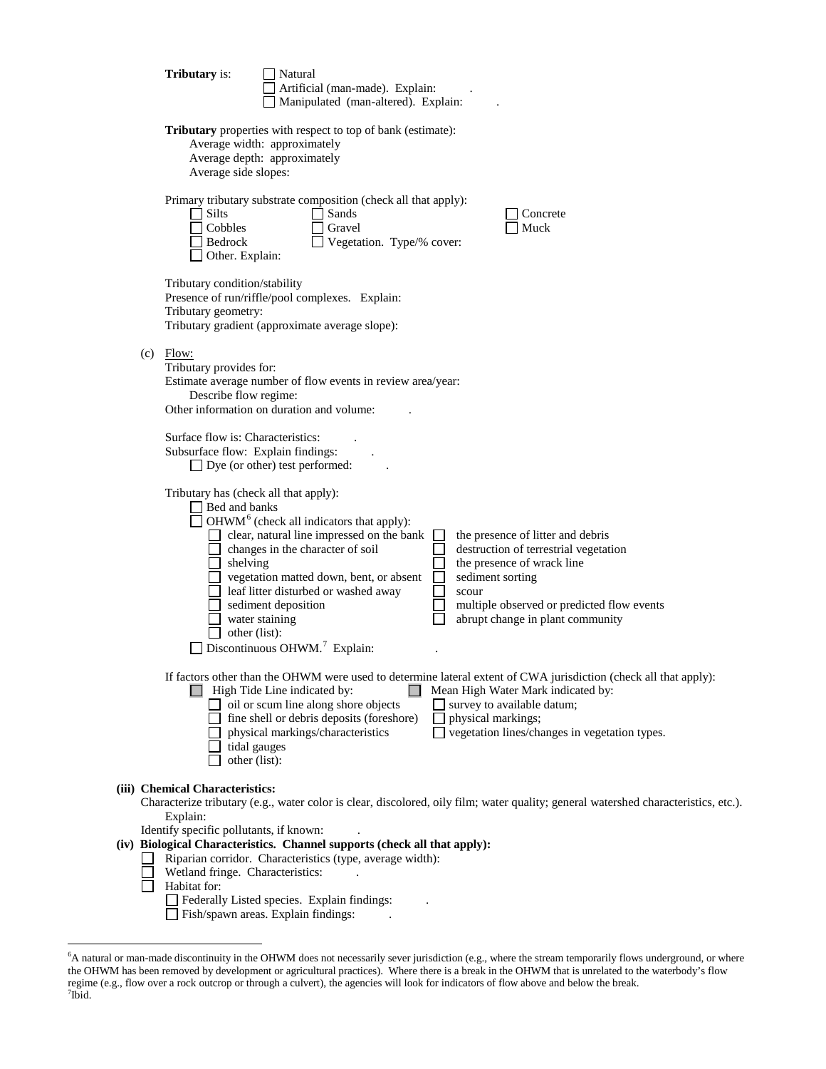**Tributary** is:
- ☐ Natural
- ☐ Artificial (man-made). Explain: .
- ☐ Manipulated (man-altered). Explain: .

**Tributary** properties with respect to top of bank (estimate):
- Average width: approximately
- Average depth: approximately
- Average side slopes:

Primary tributary substrate composition (check all that apply):

- ☐ Silts
- ☐ Sands
- ☐ Concrete
- ☐ Cobbles
- ☐ Gravel
- ☐ Muck
- ☐ Bedrock
- ☐ Vegetation. Type/% cover:
- ☐ Other. Explain:

Tributary condition/stability
Presence of run/riffle/pool complexes. Explain:
Tributary geometry:
Tributary gradient (approximate average slope):

(c) Flow:

Tributary provides for:
Estimate average number of flow events in review area/year:
Describe flow regime:
Other information on duration and volume: .

Surface flow is: Characteristics: .
Subsurface flow: Explain findings: .
- ☐ Dye (or other) test performed: .

Tributary has (check all that apply):
- ☐ Bed and banks
- ☐ OHWM[6] (check all indicators that apply):
  - ☐ clear, natural line impressed on the bank
  - ☐ changes in the character of soil
  - ☐ shelving
  - ☐ vegetation matted down, bent, or absent
  - ☐ leaf litter disturbed or washed away
  - ☐ sediment deposition
  - ☐ water staining
  - ☐ other (list):
  - ☐ the presence of litter and debris
  - ☐ destruction of terrestrial vegetation
  - ☐ the presence of wrack line
  - ☐ sediment sorting
  - ☐ scour
  - ☐ multiple observed or predicted flow events
  - ☐ abrupt change in plant community
- ☐ Discontinuous OHWM.[7] Explain: .

If factors other than the OHWM were used to determine lateral extent of CWA jurisdiction (check all that apply):
- ☐ High Tide Line indicated by:
  - ☐ oil or scum line along shore objects
  - ☐ fine shell or debris deposits (foreshore)
  - ☐ physical markings/characteristics
  - ☐ tidal gauges
  - ☐ other (list):
- ☐ Mean High Water Mark indicated by:
  - ☐ survey to available datum;
  - ☐ physical markings;
  - ☐ vegetation lines/changes in vegetation types.

**(iii) Chemical Characteristics:**

Characterize tributary (e.g., water color is clear, discolored, oily film; water quality; general watershed characteristics, etc.). Explain:

Identify specific pollutants, if known: .

**(iv) Biological Characteristics. Channel supports (check all that apply):**
- ☐ Riparian corridor. Characteristics (type, average width):
- ☐ Wetland fringe. Characteristics: .
- ☐ Habitat for:
  - ☐ Federally Listed species. Explain findings: .
  - ☐ Fish/spawn areas. Explain findings: .

---

[6] A natural or man-made discontinuity in the OHWM does not necessarily sever jurisdiction (e.g., where the stream temporarily flows underground, or where the OHWM has been removed by development or agricultural practices). Where there is a break in the OHWM that is unrelated to the waterbody's flow regime (e.g., flow over a rock outcrop or through a culvert), the agencies will look for indicators of flow above and below the break.

[7] Ibid.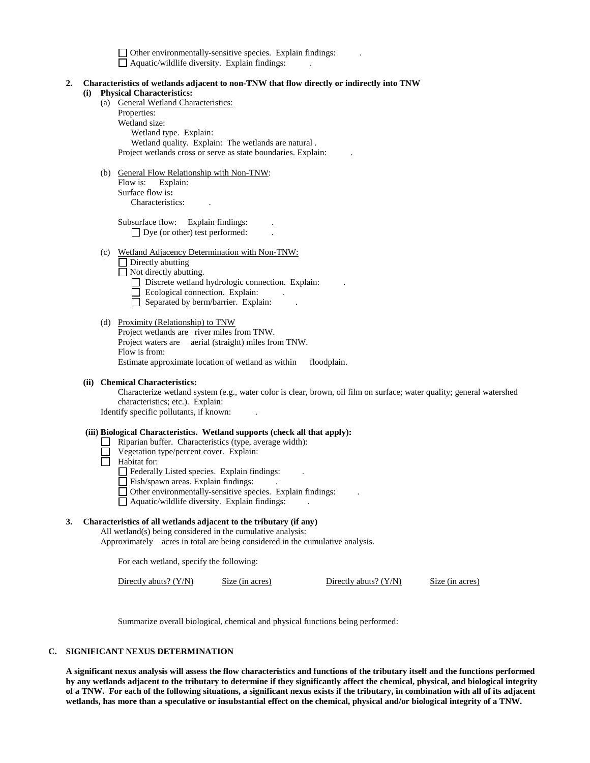☐ Other environmentally-sensitive species. Explain findings: .
☐ Aquatic/wildlife diversity. Explain findings: .

**2. Characteristics of wetlands adjacent to non-TNW that flow directly or indirectly into TNW**

**(i) Physical Characteristics:**

(a) General Wetland Characteristics:
Properties:
Wetland size:
Wetland type. Explain:
Wetland quality. Explain: The wetlands are natural .
Project wetlands cross or serve as state boundaries. Explain: .

(b) General Flow Relationship with Non-TNW:
Flow is: Explain:
Surface flow is**:**
Characteristics: .

Subsurface flow: Explain findings: .
☐ Dye (or other) test performed: .

(c) Wetland Adjacency Determination with Non-TNW:
☐ Directly abutting
☐ Not directly abutting.
☐ Discrete wetland hydrologic connection. Explain: .
☐ Ecological connection. Explain: .
☐ Separated by berm/barrier. Explain: .

(d) Proximity (Relationship) to TNW
Project wetlands are river miles from TNW.
Project waters are aerial (straight) miles from TNW.
Flow is from:
Estimate approximate location of wetland as within floodplain.

**(ii) Chemical Characteristics:**
Characterize wetland system (e.g., water color is clear, brown, oil film on surface; water quality; general watershed characteristics; etc.). Explain:
Identify specific pollutants, if known: .

**(iii) Biological Characteristics. Wetland supports (check all that apply):**
☐ Riparian buffer. Characteristics (type, average width):
☐ Vegetation type/percent cover. Explain:
☐ Habitat for:
☐ Federally Listed species. Explain findings: .
☐ Fish/spawn areas. Explain findings: .
☐ Other environmentally-sensitive species. Explain findings: .
☐ Aquatic/wildlife diversity. Explain findings: .

**3. Characteristics of all wetlands adjacent to the tributary (if any)**
All wetland(s) being considered in the cumulative analysis:
Approximately acres in total are being considered in the cumulative analysis.

For each wetland, specify the following:

| Directly abuts? (Y/N) | Size (in acres) | Directly abuts? (Y/N) | Size (in acres) |
|---|---|---|---|

Summarize overall biological, chemical and physical functions being performed:

## C. SIGNIFICANT NEXUS DETERMINATION

**A significant nexus analysis will assess the flow characteristics and functions of the tributary itself and the functions performed by any wetlands adjacent to the tributary to determine if they significantly affect the chemical, physical, and biological integrity of a TNW. For each of the following situations, a significant nexus exists if the tributary, in combination with all of its adjacent wetlands, has more than a speculative or insubstantial effect on the chemical, physical and/or biological integrity of a TNW.**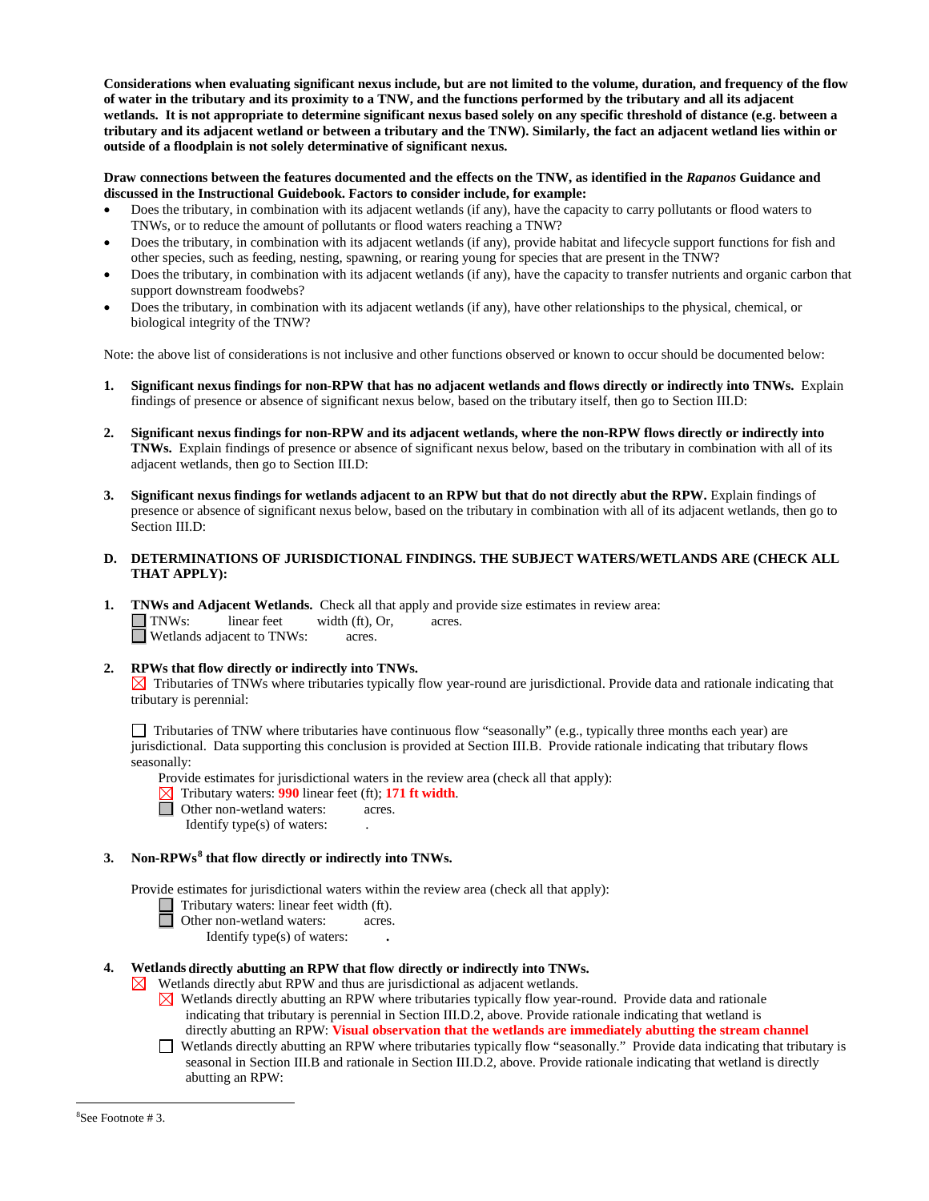**Considerations when evaluating significant nexus include, but are not limited to the volume, duration, and frequency of the flow of water in the tributary and its proximity to a TNW, and the functions performed by the tributary and all its adjacent wetlands. It is not appropriate to determine significant nexus based solely on any specific threshold of distance (e.g. between a tributary and its adjacent wetland or between a tributary and the TNW). Similarly, the fact an adjacent wetland lies within or outside of a floodplain is not solely determinative of significant nexus.**

**Draw connections between the features documented and the effects on the TNW, as identified in the *Rapanos* Guidance and discussed in the Instructional Guidebook. Factors to consider include, for example:**

- Does the tributary, in combination with its adjacent wetlands (if any), have the capacity to carry pollutants or flood waters to TNWs, or to reduce the amount of pollutants or flood waters reaching a TNW?
- Does the tributary, in combination with its adjacent wetlands (if any), provide habitat and lifecycle support functions for fish and other species, such as feeding, nesting, spawning, or rearing young for species that are present in the TNW?
- Does the tributary, in combination with its adjacent wetlands (if any), have the capacity to transfer nutrients and organic carbon that support downstream foodwebs?
- Does the tributary, in combination with its adjacent wetlands (if any), have other relationships to the physical, chemical, or biological integrity of the TNW?

Note: the above list of considerations is not inclusive and other functions observed or known to occur should be documented below:

1. **Significant nexus findings for non-RPW that has no adjacent wetlands and flows directly or indirectly into TNWs.** Explain findings of presence or absence of significant nexus below, based on the tributary itself, then go to Section III.D:

2. **Significant nexus findings for non-RPW and its adjacent wetlands, where the non-RPW flows directly or indirectly into TNWs.** Explain findings of presence or absence of significant nexus below, based on the tributary in combination with all of its adjacent wetlands, then go to Section III.D:

3. **Significant nexus findings for wetlands adjacent to an RPW but that do not directly abut the RPW.** Explain findings of presence or absence of significant nexus below, based on the tributary in combination with all of its adjacent wetlands, then go to Section III.D:

## D. DETERMINATIONS OF JURISDICTIONAL FINDINGS. THE SUBJECT WATERS/WETLANDS ARE (CHECK ALL THAT APPLY):

1. **TNWs and Adjacent Wetlands.** Check all that apply and provide size estimates in review area:
   - ☐ TNWs: linear feet width (ft), Or, acres.
   - ☐ Wetlands adjacent to TNWs: acres.

2. **RPWs that flow directly or indirectly into TNWs.**
   - ☒ Tributaries of TNWs where tributaries typically flow year-round are jurisdictional. Provide data and rationale indicating that tributary is perennial:

   - ☐ Tributaries of TNW where tributaries have continuous flow "seasonally" (e.g., typically three months each year) are jurisdictional. Data supporting this conclusion is provided at Section III.B. Provide rationale indicating that tributary flows seasonally:

   Provide estimates for jurisdictional waters in the review area (check all that apply):
   - ☒ Tributary waters: **990** linear feet (ft); **171 ft width**.
   - ☐ Other non-wetland waters: acres.
     Identify type(s) of waters: .

3. **Non-RPWs[8] that flow directly or indirectly into TNWs.**

   Provide estimates for jurisdictional waters within the review area (check all that apply):
   - ☐ Tributary waters: linear feet width (ft).
   - ☐ Other non-wetland waters: acres.
     Identify type(s) of waters: .

4. **Wetlands directly abutting an RPW that flow directly or indirectly into TNWs.**
   - ☒ Wetlands directly abut RPW and thus are jurisdictional as adjacent wetlands.
     - ☒ Wetlands directly abutting an RPW where tributaries typically flow year-round. Provide data and rationale indicating that tributary is perennial in Section III.D.2, above. Provide rationale indicating that wetland is directly abutting an RPW: **Visual observation that the wetlands are immediately abutting the stream channel**
     - ☐ Wetlands directly abutting an RPW where tributaries typically flow "seasonally." Provide data indicating that tributary is seasonal in Section III.B and rationale in Section III.D.2, above. Provide rationale indicating that wetland is directly abutting an RPW:

[8] See Footnote # 3.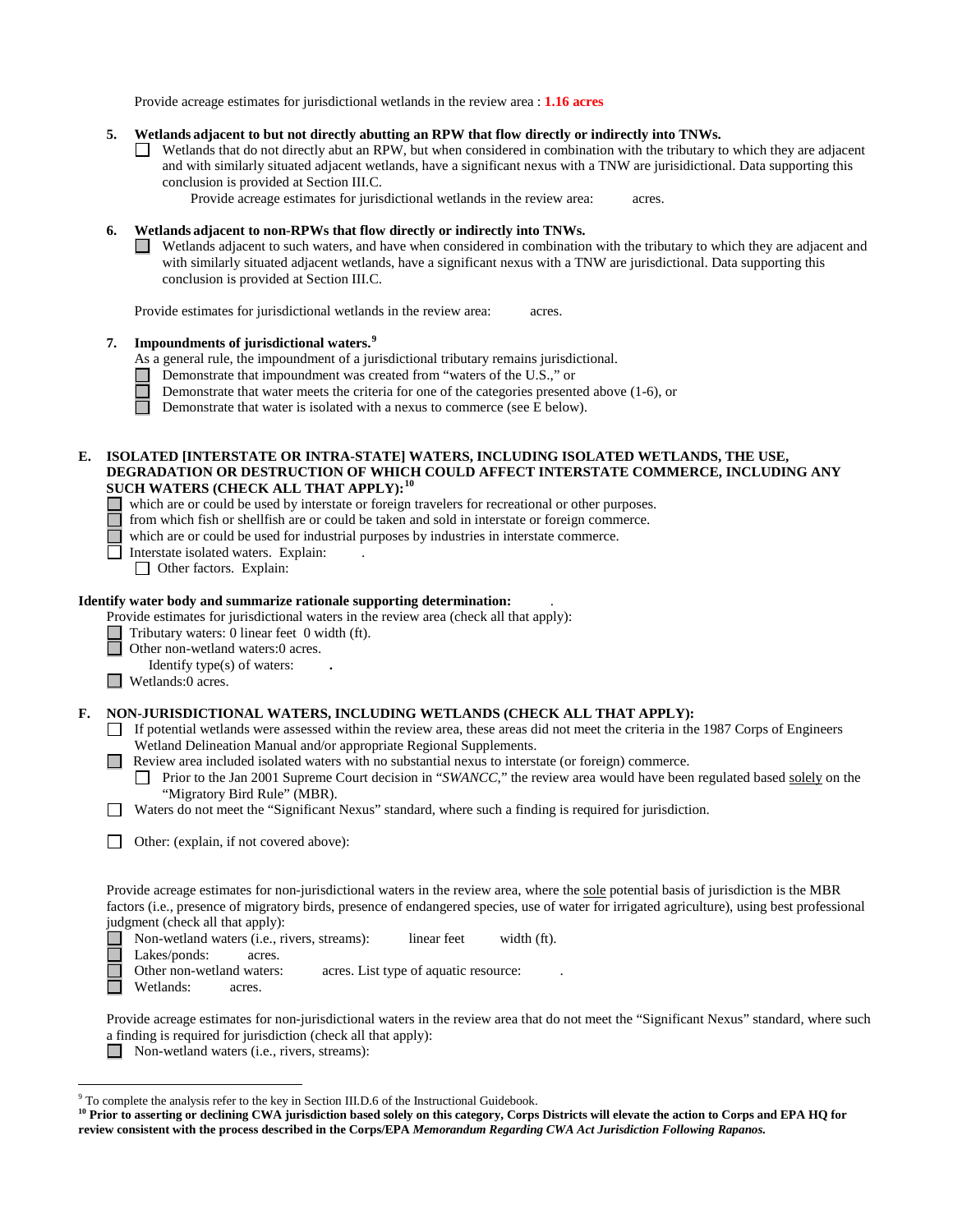Provide acreage estimates for jurisdictional wetlands in the review area : **1.16 acres**

5. **Wetlands adjacent to but not directly abutting an RPW that flow directly or indirectly into TNWs.**
   - ☐ Wetlands that do not directly abut an RPW, but when considered in combination with the tributary to which they are adjacent and with similarly situated adjacent wetlands, have a significant nexus with a TNW are jurisidictional. Data supporting this conclusion is provided at Section III.C.

     Provide acreage estimates for jurisdictional wetlands in the review area: acres.

6. **Wetlands adjacent to non-RPWs that flow directly or indirectly into TNWs.**
   - ☐ Wetlands adjacent to such waters, and have when considered in combination with the tributary to which they are adjacent and with similarly situated adjacent wetlands, have a significant nexus with a TNW are jurisdictional. Data supporting this conclusion is provided at Section III.C.

   Provide estimates for jurisdictional wetlands in the review area: acres.

7. **Impoundments of jurisdictional waters.**[9]

   As a general rule, the impoundment of a jurisdictional tributary remains jurisdictional.
   - ☐ Demonstrate that impoundment was created from "waters of the U.S.," or
   - ☐ Demonstrate that water meets the criteria for one of the categories presented above (1-6), or
   - ☐ Demonstrate that water is isolated with a nexus to commerce (see E below).

**E. ISOLATED [INTERSTATE OR INTRA-STATE] WATERS, INCLUDING ISOLATED WETLANDS, THE USE, DEGRADATION OR DESTRUCTION OF WHICH COULD AFFECT INTERSTATE COMMERCE, INCLUDING ANY SUCH WATERS (CHECK ALL THAT APPLY):**[10]

- ☐ which are or could be used by interstate or foreign travelers for recreational or other purposes.
- ☐ from which fish or shellfish are or could be taken and sold in interstate or foreign commerce.
- ☐ which are or could be used for industrial purposes by industries in interstate commerce.
- ☐ Interstate isolated waters. Explain: .
  - ☐ Other factors. Explain:

**Identify water body and summarize rationale supporting determination:** .

Provide estimates for jurisdictional waters in the review area (check all that apply):
- ☐ Tributary waters: 0 linear feet 0 width (ft).
- ☐ Other non-wetland waters:0 acres.

  Identify type(s) of waters: **.**
- ☐ Wetlands:0 acres.

**F. NON-JURISDICTIONAL WATERS, INCLUDING WETLANDS (CHECK ALL THAT APPLY):**

- ☐ If potential wetlands were assessed within the review area, these areas did not meet the criteria in the 1987 Corps of Engineers Wetland Delineation Manual and/or appropriate Regional Supplements.
- ☐ Review area included isolated waters with no substantial nexus to interstate (or foreign) commerce.
  - ☐ Prior to the Jan 2001 Supreme Court decision in "*SWANCC*," the review area would have been regulated based solely on the "Migratory Bird Rule" (MBR).
- ☐ Waters do not meet the "Significant Nexus" standard, where such a finding is required for jurisdiction.
- ☐ Other: (explain, if not covered above):

Provide acreage estimates for non-jurisdictional waters in the review area, where the sole potential basis of jurisdiction is the MBR factors (i.e., presence of migratory birds, presence of endangered species, use of water for irrigated agriculture), using best professional judgment (check all that apply):
- ☐ Non-wetland waters (i.e., rivers, streams): linear feet width (ft).
- ☐ Lakes/ponds: acres.
- ☐ Other non-wetland waters: acres. List type of aquatic resource: .
- ☐ Wetlands: acres.

Provide acreage estimates for non-jurisdictional waters in the review area that do not meet the "Significant Nexus" standard, where such a finding is required for jurisdiction (check all that apply):
- ☐ Non-wetland waters (i.e., rivers, streams):

---

[9] To complete the analysis refer to the key in Section III.D.6 of the Instructional Guidebook.

[10] **Prior to asserting or declining CWA jurisdiction based solely on this category, Corps Districts will elevate the action to Corps and EPA HQ for review consistent with the process described in the Corps/EPA *Memorandum Regarding CWA Act Jurisdiction Following Rapanos.***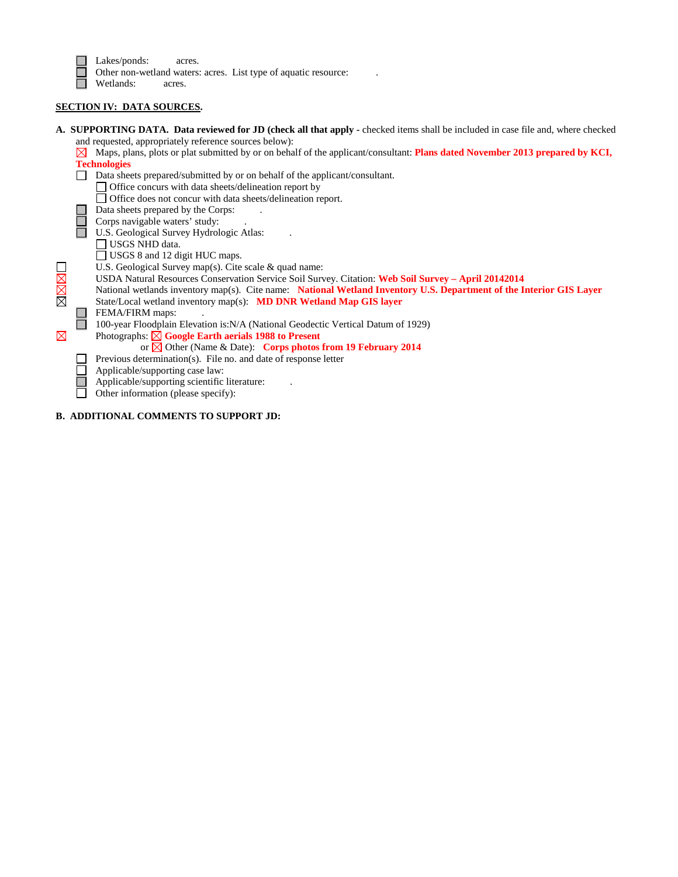- ☐ Lakes/ponds: acres.
- ☐ Other non-wetland waters: acres. List type of aquatic resource: .
- ☐ Wetlands: acres.

**SECTION IV: DATA SOURCES.**

**A. SUPPORTING DATA. Data reviewed for JD (check all that apply** - checked items shall be included in case file and, where checked and requested, appropriately reference sources below):

- ☒ Maps, plans, plots or plat submitted by or on behalf of the applicant/consultant: **Plans dated November 2013 prepared by KCI, Technologies**
- ☐ Data sheets prepared/submitted by or on behalf of the applicant/consultant.
  - ☐ Office concurs with data sheets/delineation report by
  - ☐ Office does not concur with data sheets/delineation report.
- ☐ Data sheets prepared by the Corps: .
- ☐ Corps navigable waters' study: .
- ☐ U.S. Geological Survey Hydrologic Atlas: .
  - ☐ USGS NHD data.
  - ☐ USGS 8 and 12 digit HUC maps.
- ☐ U.S. Geological Survey map(s). Cite scale & quad name:
- ☒ USDA Natural Resources Conservation Service Soil Survey. Citation: **Web Soil Survey – April 20142014**
- ☒ National wetlands inventory map(s). Cite name: **National Wetland Inventory U.S. Department of the Interior GIS Layer**
- ☒ State/Local wetland inventory map(s): **MD DNR Wetland Map GIS layer**
- ☐ FEMA/FIRM maps: .
- ☐ 100-year Floodplain Elevation is:N/A (National Geodectic Vertical Datum of 1929)
- ☒ Photographs: ☒ **Google Earth aerials 1988 to Present**
  - or ☒ Other (Name & Date): **Corps photos from 19 February 2014**
- ☐ Previous determination(s). File no. and date of response letter
- ☐ Applicable/supporting case law:
- ☐ Applicable/supporting scientific literature: .
- ☐ Other information (please specify):

**B. ADDITIONAL COMMENTS TO SUPPORT JD:**